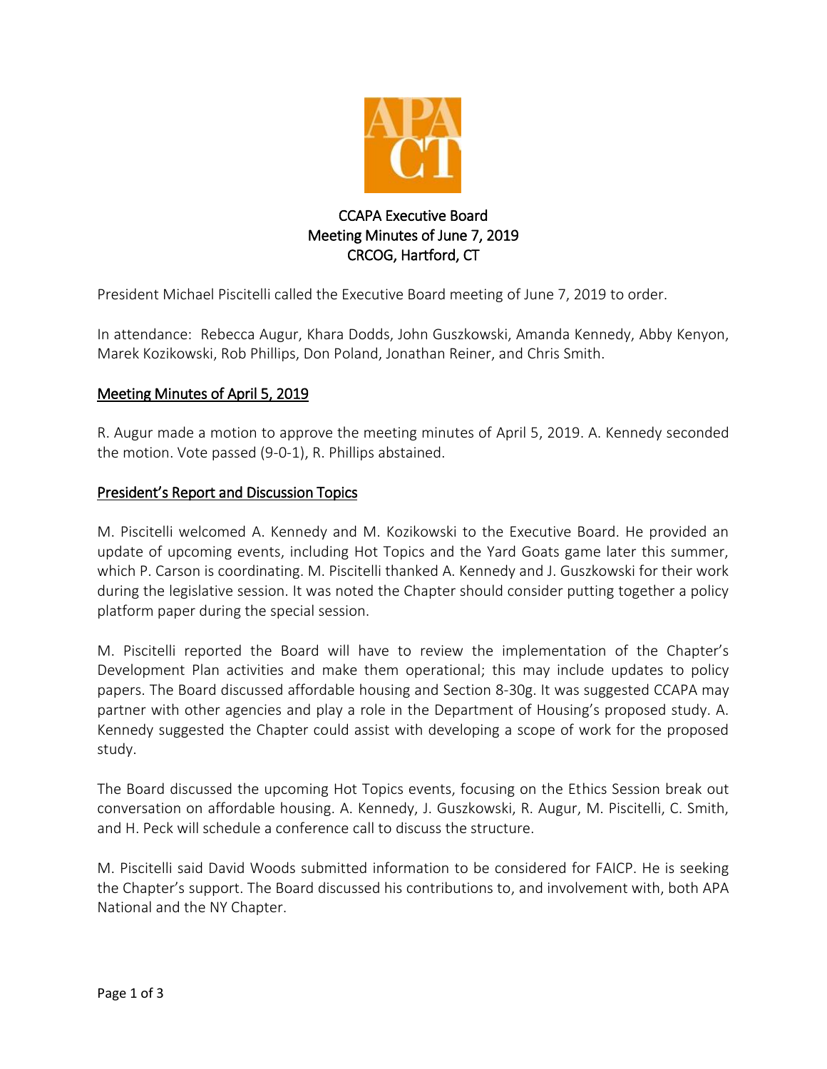# CCAPA Executive Board
## Meeting Minutes of June 7, 2019
## CRCOG, Hartford, CT

President Michael Piscitelli called the Executive Board meeting of June 7, 2019 to order.

In attendance: Rebecca Augur, Khara Dodds, John Guszkowski, Amanda Kennedy, Abby Kenyon, Marek Kozikowski, Rob Phillips, Don Poland, Jonathan Reiner, and Chris Smith.

## Meeting Minutes of April 5, 2019

R. Augur made a motion to approve the meeting minutes of April 5, 2019. A. Kennedy seconded the motion. Vote passed (9-0-1), R. Phillips abstained.

## President's Report and Discussion Topics

M. Piscitelli welcomed A. Kennedy and M. Kozikowski to the Executive Board. He provided an update of upcoming events, including Hot Topics and the Yard Goats game later this summer, which P. Carson is coordinating. M. Piscitelli thanked A. Kennedy and J. Guszkowski for their work during the legislative session. It was noted the Chapter should consider putting together a policy platform paper during the special session.

M. Piscitelli reported the Board will have to review the implementation of the Chapter's Development Plan activities and make them operational; this may include updates to policy papers. The Board discussed affordable housing and Section 8-30g. It was suggested CCAPA may partner with other agencies and play a role in the Department of Housing's proposed study. A. Kennedy suggested the Chapter could assist with developing a scope of work for the proposed study.

The Board discussed the upcoming Hot Topics events, focusing on the Ethics Session break out conversation on affordable housing. A. Kennedy, J. Guszkowski, R. Augur, M. Piscitelli, C. Smith, and H. Peck will schedule a conference call to discuss the structure.

M. Piscitelli said David Woods submitted information to be considered for FAICP. He is seeking the Chapter's support. The Board discussed his contributions to, and involvement with, both APA National and the NY Chapter.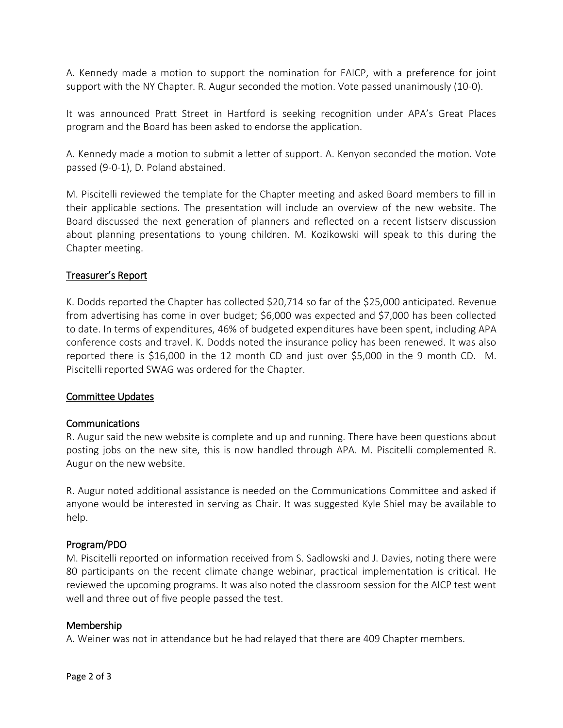A. Kennedy made a motion to support the nomination for FAICP, with a preference for joint support with the NY Chapter. R. Augur seconded the motion. Vote passed unanimously (10-0).

It was announced Pratt Street in Hartford is seeking recognition under APA's Great Places program and the Board has been asked to endorse the application.

A. Kennedy made a motion to submit a letter of support. A. Kenyon seconded the motion. Vote passed (9-0-1), D. Poland abstained.

M. Piscitelli reviewed the template for the Chapter meeting and asked Board members to fill in their applicable sections. The presentation will include an overview of the new website. The Board discussed the next generation of planners and reflected on a recent listserv discussion about planning presentations to young children. M. Kozikowski will speak to this during the Chapter meeting.

## Treasurer's Report

K. Dodds reported the Chapter has collected $20,714 so far of the $25,000 anticipated. Revenue from advertising has come in over budget; $6,000 was expected and $7,000 has been collected to date. In terms of expenditures, 46% of budgeted expenditures have been spent, including APA conference costs and travel. K. Dodds noted the insurance policy has been renewed. It was also reported there is $16,000 in the 12 month CD and just over $5,000 in the 9 month CD. M. Piscitelli reported SWAG was ordered for the Chapter.

## Committee Updates

### Communications

R. Augur said the new website is complete and up and running. There have been questions about posting jobs on the new site, this is now handled through APA. M. Piscitelli complemented R. Augur on the new website.

R. Augur noted additional assistance is needed on the Communications Committee and asked if anyone would be interested in serving as Chair. It was suggested Kyle Shiel may be available to help.

### Program/PDO

M. Piscitelli reported on information received from S. Sadlowski and J. Davies, noting there were 80 participants on the recent climate change webinar, practical implementation is critical. He reviewed the upcoming programs. It was also noted the classroom session for the AICP test went well and three out of five people passed the test.

### Membership

A. Weiner was not in attendance but he had relayed that there are 409 Chapter members.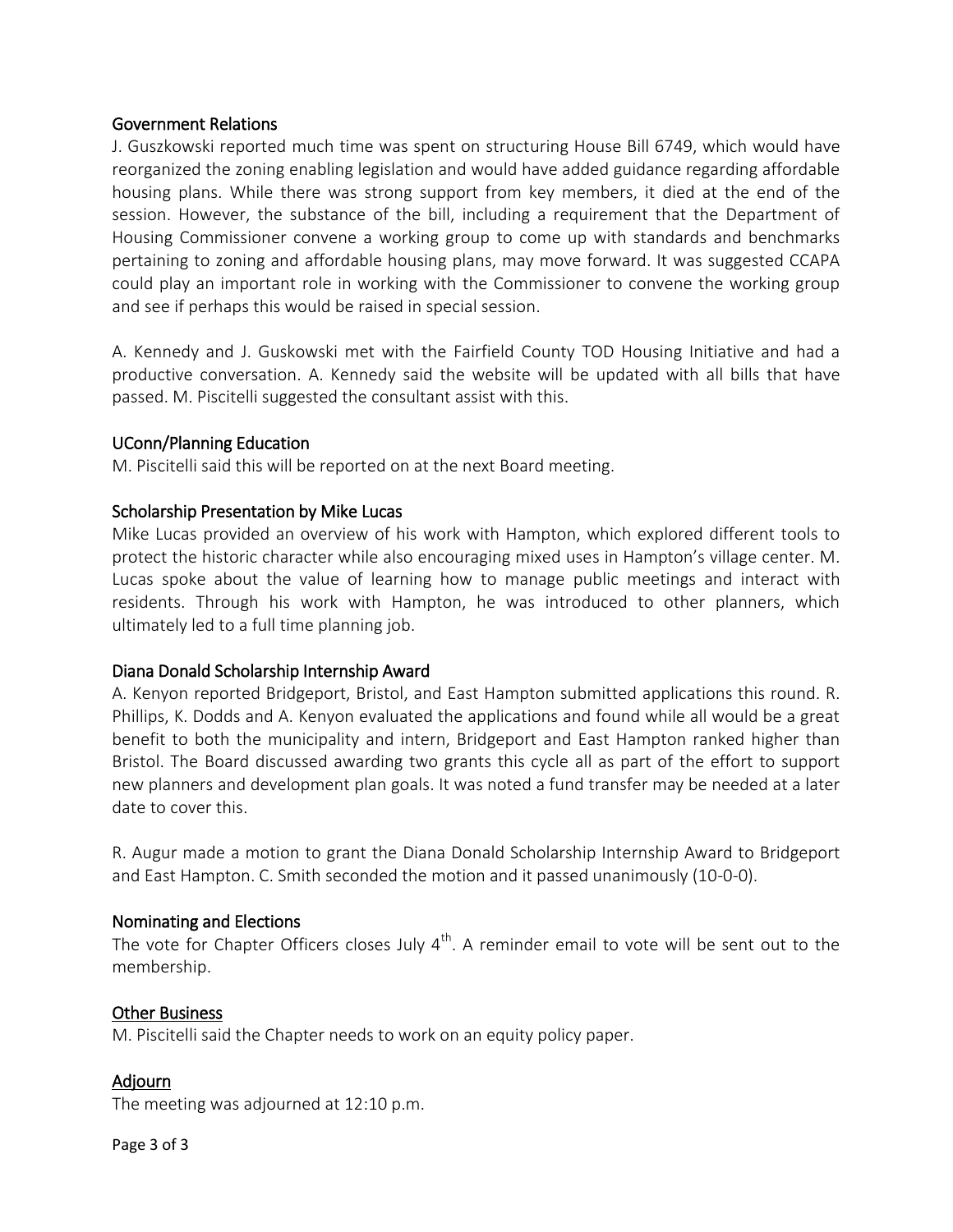## Government Relations

J. Guszkowski reported much time was spent on structuring House Bill 6749, which would have reorganized the zoning enabling legislation and would have added guidance regarding affordable housing plans. While there was strong support from key members, it died at the end of the session. However, the substance of the bill, including a requirement that the Department of Housing Commissioner convene a working group to come up with standards and benchmarks pertaining to zoning and affordable housing plans, may move forward. It was suggested CCAPA could play an important role in working with the Commissioner to convene the working group and see if perhaps this would be raised in special session.

A. Kennedy and J. Guskowski met with the Fairfield County TOD Housing Initiative and had a productive conversation. A. Kennedy said the website will be updated with all bills that have passed. M. Piscitelli suggested the consultant assist with this.

## UConn/Planning Education

M. Piscitelli said this will be reported on at the next Board meeting.

## Scholarship Presentation by Mike Lucas

Mike Lucas provided an overview of his work with Hampton, which explored different tools to protect the historic character while also encouraging mixed uses in Hampton's village center. M. Lucas spoke about the value of learning how to manage public meetings and interact with residents. Through his work with Hampton, he was introduced to other planners, which ultimately led to a full time planning job.

## Diana Donald Scholarship Internship Award

A. Kenyon reported Bridgeport, Bristol, and East Hampton submitted applications this round. R. Phillips, K. Dodds and A. Kenyon evaluated the applications and found while all would be a great benefit to both the municipality and intern, Bridgeport and East Hampton ranked higher than Bristol. The Board discussed awarding two grants this cycle all as part of the effort to support new planners and development plan goals. It was noted a fund transfer may be needed at a later date to cover this.

R. Augur made a motion to grant the Diana Donald Scholarship Internship Award to Bridgeport and East Hampton. C. Smith seconded the motion and it passed unanimously (10-0-0).

## Nominating and Elections

The vote for Chapter Officers closes July 4th. A reminder email to vote will be sent out to the membership.

## Other Business

M. Piscitelli said the Chapter needs to work on an equity policy paper.

## Adjourn

The meeting was adjourned at 12:10 p.m.